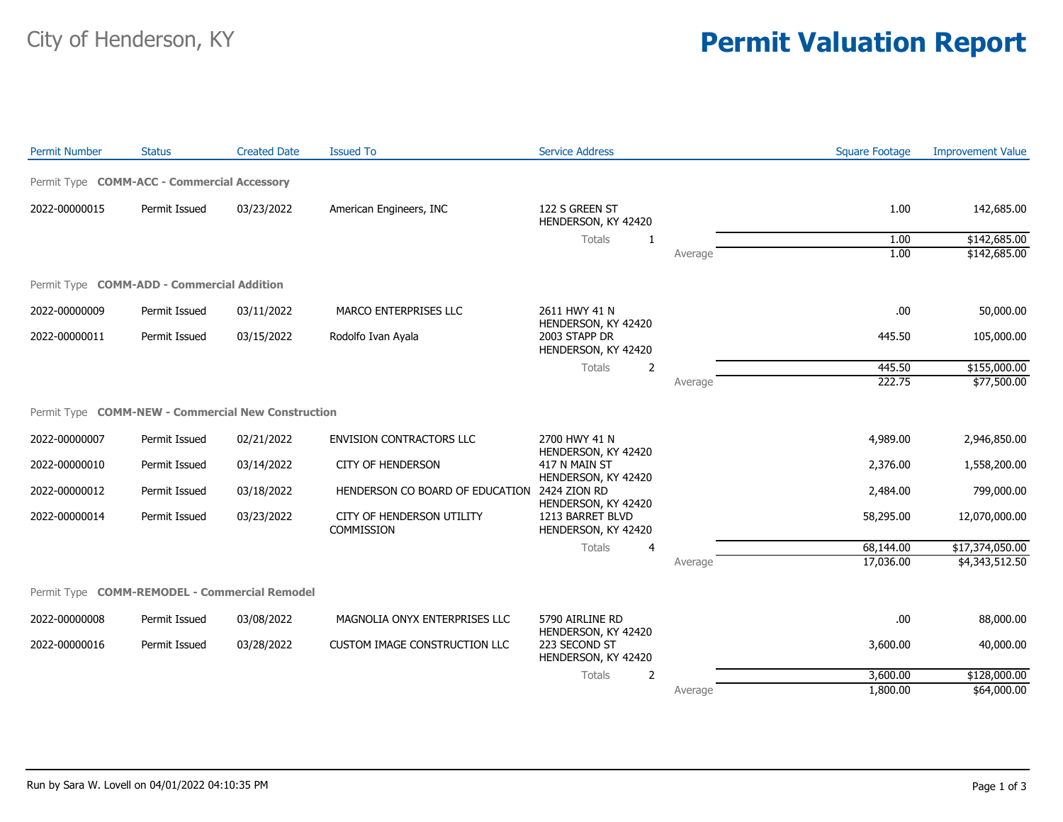City of Henderson, KY

# Permit Valuation Report

| Permit Number | Status | Created Date | Issued To | Service Address | | Square Footage | Improvement Value |
|---|---|---|---|---|---|---|---|
| **Permit Type COMM-ACC - Commercial Accessory** | | | | | | | |
| 2022-00000015 | Permit Issued | 03/23/2022 | American Engineers, INC | 122 S GREEN ST HENDERSON, KY 42420 | | 1.00 | 142,685.00 |
| | | | | Totals 1 | | 1.00 | $142,685.00 |
| | | | | | Average | 1.00 | $142,685.00 |
| **Permit Type COMM-ADD - Commercial Addition** | | | | | | | |
| 2022-00000009 | Permit Issued | 03/11/2022 | MARCO ENTERPRISES LLC | 2611 HWY 41 N HENDERSON, KY 42420 | | .00 | 50,000.00 |
| 2022-00000011 | Permit Issued | 03/15/2022 | Rodolfo Ivan Ayala | 2003 STAPP DR HENDERSON, KY 42420 | | 445.50 | 105,000.00 |
| | | | | Totals 2 | | 445.50 | $155,000.00 |
| | | | | | Average | 222.75 | $77,500.00 |
| **Permit Type COMM-NEW - Commercial New Construction** | | | | | | | |
| 2022-00000007 | Permit Issued | 02/21/2022 | ENVISION CONTRACTORS LLC | 2700 HWY 41 N HENDERSON, KY 42420 | | 4,989.00 | 2,946,850.00 |
| 2022-00000010 | Permit Issued | 03/14/2022 | CITY OF HENDERSON | 417 N MAIN ST HENDERSON, KY 42420 | | 2,376.00 | 1,558,200.00 |
| 2022-00000012 | Permit Issued | 03/18/2022 | HENDERSON CO BOARD OF EDUCATION | 2424 ZION RD HENDERSON, KY 42420 | | 2,484.00 | 799,000.00 |
| 2022-00000014 | Permit Issued | 03/23/2022 | CITY OF HENDERSON UTILITY COMMISSION | 1213 BARRET BLVD HENDERSON, KY 42420 | | 58,295.00 | 12,070,000.00 |
| | | | | Totals 4 | | 68,144.00 | $17,374,050.00 |
| | | | | | Average | 17,036.00 | $4,343,512.50 |
| **Permit Type COMM-REMODEL - Commercial Remodel** | | | | | | | |
| 2022-00000008 | Permit Issued | 03/08/2022 | MAGNOLIA ONYX ENTERPRISES LLC | 5790 AIRLINE RD HENDERSON, KY 42420 | | .00 | 88,000.00 |
| 2022-00000016 | Permit Issued | 03/28/2022 | CUSTOM IMAGE CONSTRUCTION LLC | 223 SECOND ST HENDERSON, KY 42420 | | 3,600.00 | 40,000.00 |
| | | | | Totals 2 | | 3,600.00 | $128,000.00 |
| | | | | | Average | 1,800.00 | $64,000.00 |

Run by Sara W. Lovell on 04/01/2022 04:10:35 PM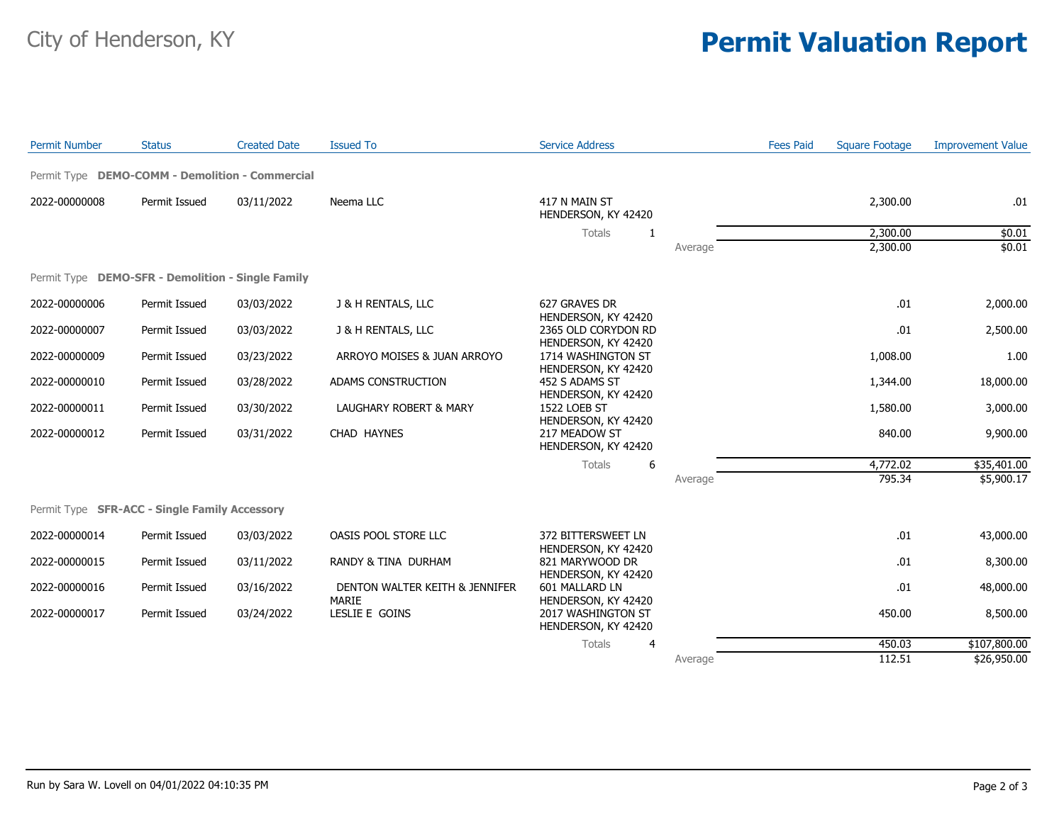City of Henderson, KY

# Permit Valuation Report

| Permit Number | Status | Created Date | Issued To | Service Address | | Fees Paid | Square Footage | Improvement Value |
|---|---|---|---|---|---|---|---|---|
| **Permit Type DEMO-COMM - Demolition - Commercial** | | | | | | | | |
| 2022-00000008 | Permit Issued | 03/11/2022 | Neema LLC | 417 N MAIN ST HENDERSON, KY 42420 | | | 2,300.00 | .01 |
| | | | | Totals 1 | | | 2,300.00 | $0.01 |
| | | | | | Average | | 2,300.00 | $0.01 |
| **Permit Type DEMO-SFR - Demolition - Single Family** | | | | | | | | |
| 2022-00000006 | Permit Issued | 03/03/2022 | J & H RENTALS, LLC | 627 GRAVES DR HENDERSON, KY 42420 | | | .01 | 2,000.00 |
| 2022-00000007 | Permit Issued | 03/03/2022 | J & H RENTALS, LLC | 2365 OLD CORYDON RD HENDERSON, KY 42420 | | | .01 | 2,500.00 |
| 2022-00000009 | Permit Issued | 03/23/2022 | ARROYO MOISES & JUAN ARROYO | 1714 WASHINGTON ST HENDERSON, KY 42420 | | | 1,008.00 | 1.00 |
| 2022-00000010 | Permit Issued | 03/28/2022 | ADAMS CONSTRUCTION | 452 S ADAMS ST HENDERSON, KY 42420 | | | 1,344.00 | 18,000.00 |
| 2022-00000011 | Permit Issued | 03/30/2022 | LAUGHARY ROBERT & MARY | 1522 LOEB ST HENDERSON, KY 42420 | | | 1,580.00 | 3,000.00 |
| 2022-00000012 | Permit Issued | 03/31/2022 | CHAD HAYNES | 217 MEADOW ST HENDERSON, KY 42420 | | | 840.00 | 9,900.00 |
| | | | | Totals 6 | | | 4,772.02 | $35,401.00 |
| | | | | | Average | | 795.34 | $5,900.17 |
| **Permit Type SFR-ACC - Single Family Accessory** | | | | | | | | |
| 2022-00000014 | Permit Issued | 03/03/2022 | OASIS POOL STORE LLC | 372 BITTERSWEET LN HENDERSON, KY 42420 | | | .01 | 43,000.00 |
| 2022-00000015 | Permit Issued | 03/11/2022 | RANDY & TINA DURHAM | 821 MARYWOOD DR HENDERSON, KY 42420 | | | .01 | 8,300.00 |
| 2022-00000016 | Permit Issued | 03/16/2022 | DENTON WALTER KEITH & JENNIFER MARIE | 601 MALLARD LN HENDERSON, KY 42420 | | | .01 | 48,000.00 |
| 2022-00000017 | Permit Issued | 03/24/2022 | LESLIE E GOINS | 2017 WASHINGTON ST HENDERSON, KY 42420 | | | 450.00 | 8,500.00 |
| | | | | Totals 4 | | | 450.03 | $107,800.00 |
| | | | | | Average | | 112.51 | $26,950.00 |

Run by Sara W. Lovell on 04/01/2022 04:10:35 PM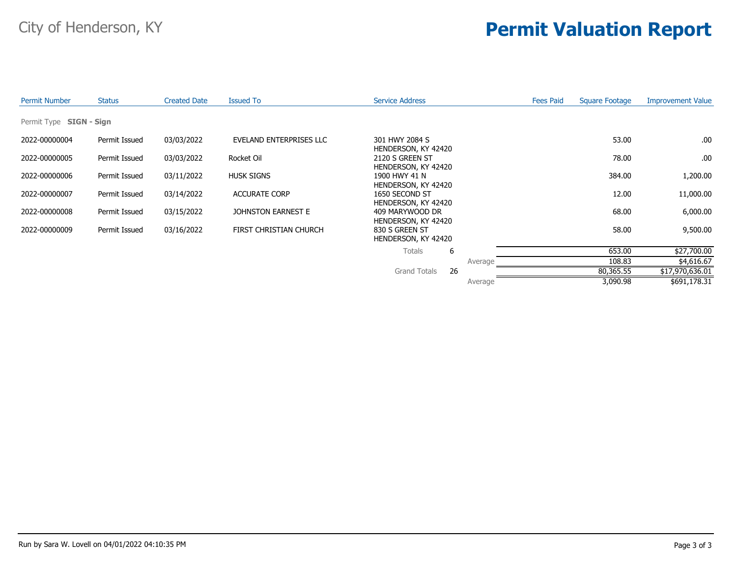City of Henderson, KY

# Permit Valuation Report

| Permit Number | Status | Created Date | Issued To | Service Address | Fees Paid | Square Footage | Improvement Value |
|---|---|---|---|---|---|---|---|
| Permit Type **SIGN - Sign** | | | | | | | |
| 2022-00000004 | Permit Issued | 03/03/2022 | EVELAND ENTERPRISES LLC | 301 HWY 2084 S HENDERSON, KY 42420 | | 53.00 | .00 |
| 2022-00000005 | Permit Issued | 03/03/2022 | Rocket Oil | 2120 S GREEN ST HENDERSON, KY 42420 | | 78.00 | .00 |
| 2022-00000006 | Permit Issued | 03/11/2022 | HUSK SIGNS | 1900 HWY 41 N HENDERSON, KY 42420 | | 384.00 | 1,200.00 |
| 2022-00000007 | Permit Issued | 03/14/2022 | ACCURATE CORP | 1650 SECOND ST HENDERSON, KY 42420 | | 12.00 | 11,000.00 |
| 2022-00000008 | Permit Issued | 03/15/2022 | JOHNSTON EARNEST E | 409 MARYWOOD DR HENDERSON, KY 42420 | | 68.00 | 6,000.00 |
| 2022-00000009 | Permit Issued | 03/16/2022 | FIRST CHRISTIAN CHURCH | 830 S GREEN ST HENDERSON, KY 42420 | | 58.00 | 9,500.00 |
| | | | | Totals 6 | | 653.00 | $27,700.00 |
| | | | | Average | | 108.83 | $4,616.67 |
| | | | | Grand Totals 26 | | 80,365.55 | $17,970,636.01 |
| | | | | Average | | 3,090.98 | $691,178.31 |

Run by Sara W. Lovell on 04/01/2022 04:10:35 PM